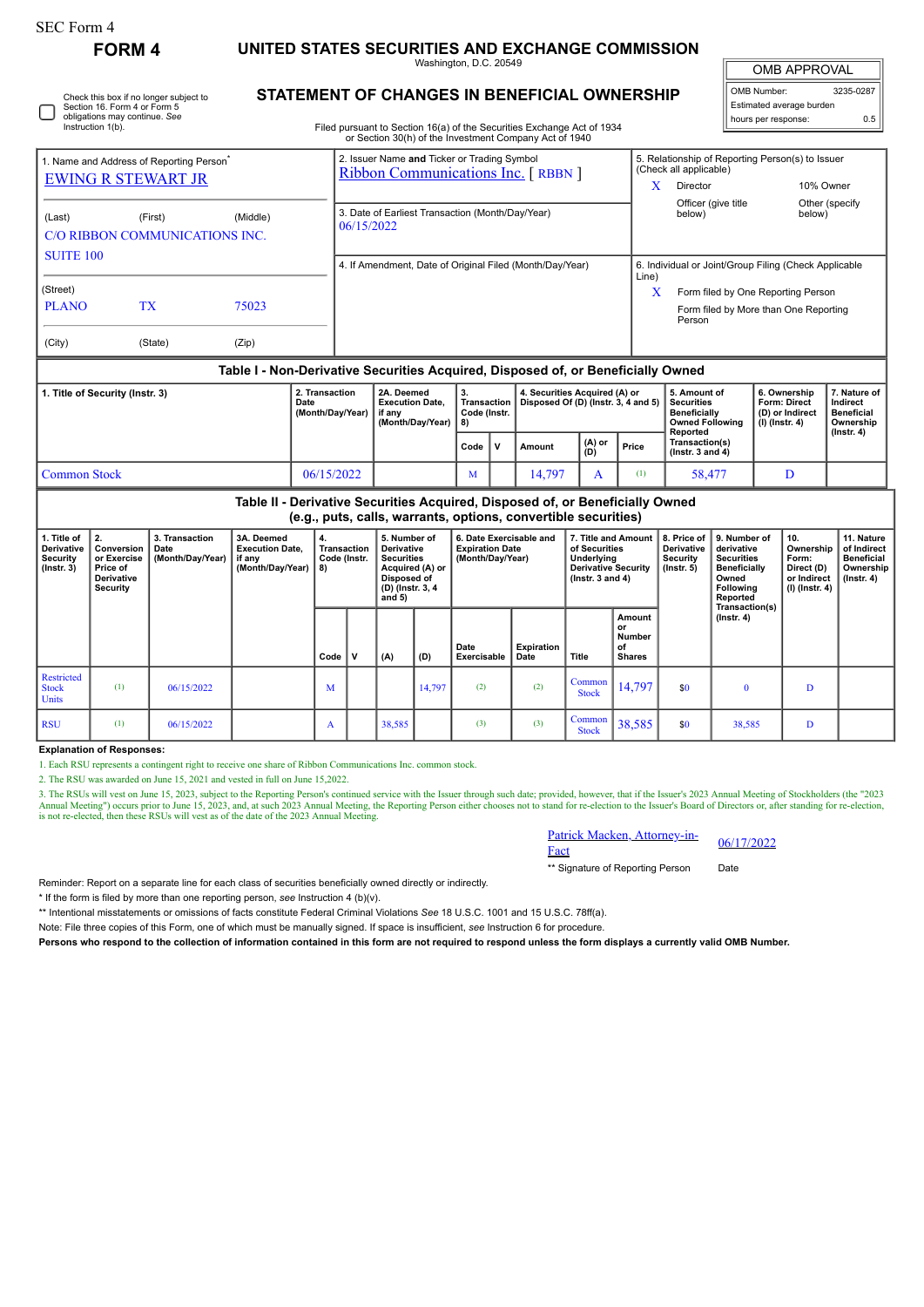SEC Form 4

# FORM 4

## UNITED STATES SECURITIES AND EXCHANGE COMMISSION

Washington, D.C. 20549

## STATEMENT OF CHANGES IN BENEFICIAL OWNERSHIP

Filed pursuant to Section 16(a) of the Securities Exchange Act of 1934 or Section 30(h) of the Investment Company Act of 1940

| OMB APPROVAL | |
|---|---|
| OMB Number: | 3235-0287 |
| Estimated average burden | |
| hours per response: | 0.5 |

☐ Check this box if no longer subject to Section 16. Form 4 or Form 5 obligations may continue. *See* Instruction 1(b).

1. Name and Address of Reporting Person*
EWING R STEWART JR

(Last) (First) (Middle)
C/O RIBBON COMMUNICATIONS INC.
SUITE 100

(Street)
PLANO TX 75023

(City) (State) (Zip)

2. Issuer Name **and** Ticker or Trading Symbol
Ribbon Communications Inc. [ RBBN ]

3. Date of Earliest Transaction (Month/Day/Year)
06/15/2022

4. If Amendment, Date of Original Filed (Month/Day/Year)

5. Relationship of Reporting Person(s) to Issuer (Check all applicable)
X Director
10% Owner
Officer (give title below)
Other (specify below)

6. Individual or Joint/Group Filing (Check Applicable Line)
X Form filed by One Reporting Person
Form filed by More than One Reporting Person

### Table I - Non-Derivative Securities Acquired, Disposed of, or Beneficially Owned

| 1. Title of Security (Instr. 3) | 2. Transaction Date (Month/Day/Year) | 2A. Deemed Execution Date, if any (Month/Day/Year) | 3. Transaction Code (Instr. 8) | | 4. Securities Acquired (A) or Disposed Of (D) (Instr. 3, 4 and 5) | | | 5. Amount of Securities Beneficially Owned Following Reported Transaction(s) (Instr. 3 and 4) | 6. Ownership Form: Direct (D) or Indirect (I) (Instr. 4) | 7. Nature of Indirect Beneficial Ownership (Instr. 4) |
|---|---|---|---|---|---|---|---|---|---|---|
| | | | Code | V | Amount | (A) or (D) | Price | | | |
| Common Stock | 06/15/2022 | | M | | 14,797 | A | (1) | 58,477 | D | |

### Table II - Derivative Securities Acquired, Disposed of, or Beneficially Owned (e.g., puts, calls, warrants, options, convertible securities)

| 1. Title of Derivative Security (Instr. 3) | 2. Conversion or Exercise Price of Derivative Security | 3. Transaction Date (Month/Day/Year) | 3A. Deemed Execution Date, if any (Month/Day/Year) | 4. Transaction Code (Instr. 8) | | 5. Number of Derivative Securities Acquired (A) or Disposed of (D) (Instr. 3, 4 and 5) | | 6. Date Exercisable and Expiration Date (Month/Day/Year) | | 7. Title and Amount of Securities Underlying Derivative Security (Instr. 3 and 4) | | 8. Price of Derivative Security (Instr. 5) | 9. Number of derivative Securities Beneficially Owned Following Reported Transaction(s) (Instr. 4) | 10. Ownership Form: Direct (D) or Indirect (I) (Instr. 4) | 11. Nature of Indirect Beneficial Ownership (Instr. 4) |
|---|---|---|---|---|---|---|---|---|---|---|---|---|---|---|---|
| | | | | Code | V | (A) | (D) | Date Exercisable | Expiration Date | Title | Amount or Number of Shares | | | | |
| Restricted Stock Units | (1) | 06/15/2022 | | M | | | 14,797 | (2) | (2) | Common Stock | 14,797 | $0 | 0 | D | |
| RSU | (1) | 06/15/2022 | | A | | 38,585 | | (3) | (3) | Common Stock | 38,585 | $0 | 38,585 | D | |

**Explanation of Responses:**

1. Each RSU represents a contingent right to receive one share of Ribbon Communications Inc. common stock.
2. The RSU was awarded on June 15, 2021 and vested in full on June 15,2022.
3. The RSUs will vest on June 15, 2023, subject to the Reporting Person's continued service with the Issuer through such date; provided, however, that if the Issuer's 2023 Annual Meeting of Stockholders (the "2023 Annual Meeting") occurs prior to June 15, 2023, and, at such 2023 Annual Meeting, the Reporting Person either chooses not to stand for re-election to the Issuer's Board of Directors or, after standing for re-election, is not re-elected, then these RSUs will vest as of the date of the 2023 Annual Meeting.

Patrick Macken, Attorney-in-Fact — 06/17/2022

** Signature of Reporting Person — Date

Reminder: Report on a separate line for each class of securities beneficially owned directly or indirectly.

* If the form is filed by more than one reporting person, *see* Instruction 4 (b)(v).

** Intentional misstatements or omissions of facts constitute Federal Criminal Violations *See* 18 U.S.C. 1001 and 15 U.S.C. 78ff(a).

Note: File three copies of this Form, one of which must be manually signed. If space is insufficient, *see* Instruction 6 for procedure.

**Persons who respond to the collection of information contained in this form are not required to respond unless the form displays a currently valid OMB Number.**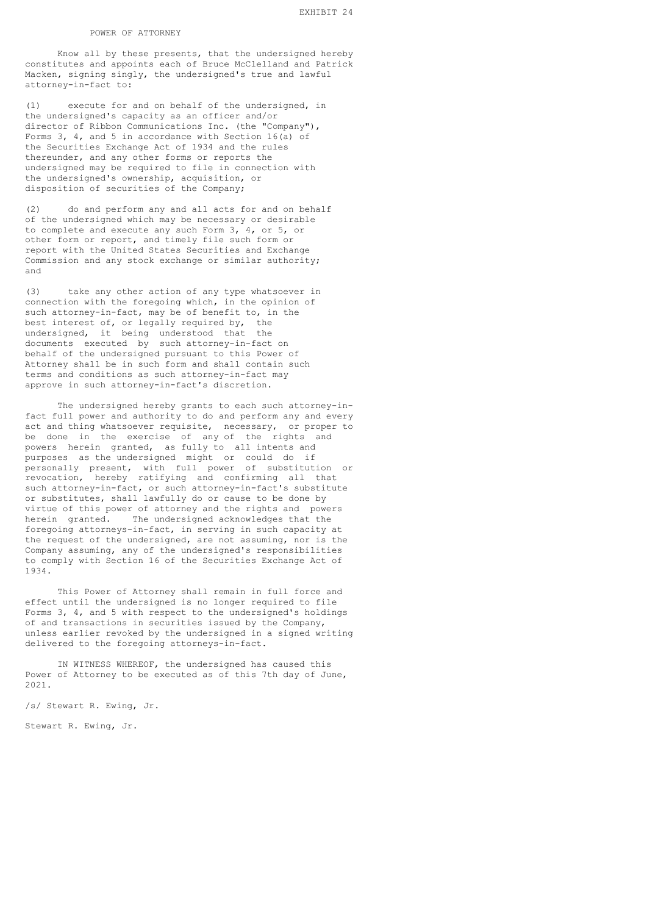EXHIBIT 24

# POWER OF ATTORNEY

Know all by these presents, that the undersigned hereby constitutes and appoints each of Bruce McClelland and Patrick Macken, signing singly, the undersigned's true and lawful attorney-in-fact to:

(1) execute for and on behalf of the undersigned, in the undersigned's capacity as an officer and/or director of Ribbon Communications Inc. (the "Company"), Forms 3, 4, and 5 in accordance with Section 16(a) of the Securities Exchange Act of 1934 and the rules thereunder, and any other forms or reports the undersigned may be required to file in connection with the undersigned's ownership, acquisition, or disposition of securities of the Company;

(2) do and perform any and all acts for and on behalf of the undersigned which may be necessary or desirable to complete and execute any such Form 3, 4, or 5, or other form or report, and timely file such form or report with the United States Securities and Exchange Commission and any stock exchange or similar authority; and

(3) take any other action of any type whatsoever in connection with the foregoing which, in the opinion of such attorney-in-fact, may be of benefit to, in the best interest of, or legally required by, the undersigned, it being understood that the documents executed by such attorney-in-fact on behalf of the undersigned pursuant to this Power of Attorney shall be in such form and shall contain such terms and conditions as such attorney-in-fact may approve in such attorney-in-fact's discretion.

The undersigned hereby grants to each such attorney-in-fact full power and authority to do and perform any and every act and thing whatsoever requisite, necessary, or proper to be done in the exercise of any of the rights and powers herein granted, as fully to all intents and purposes as the undersigned might or could do if personally present, with full power of substitution or revocation, hereby ratifying and confirming all that such attorney-in-fact, or such attorney-in-fact's substitute or substitutes, shall lawfully do or cause to be done by virtue of this power of attorney and the rights and powers herein granted. The undersigned acknowledges that the foregoing attorneys-in-fact, in serving in such capacity at the request of the undersigned, are not assuming, nor is the Company assuming, any of the undersigned's responsibilities to comply with Section 16 of the Securities Exchange Act of 1934.

This Power of Attorney shall remain in full force and effect until the undersigned is no longer required to file Forms 3, 4, and 5 with respect to the undersigned's holdings of and transactions in securities issued by the Company, unless earlier revoked by the undersigned in a signed writing delivered to the foregoing attorneys-in-fact.

IN WITNESS WHEREOF, the undersigned has caused this Power of Attorney to be executed as of this 7th day of June, 2021.

/s/ Stewart R. Ewing, Jr.

Stewart R. Ewing, Jr.